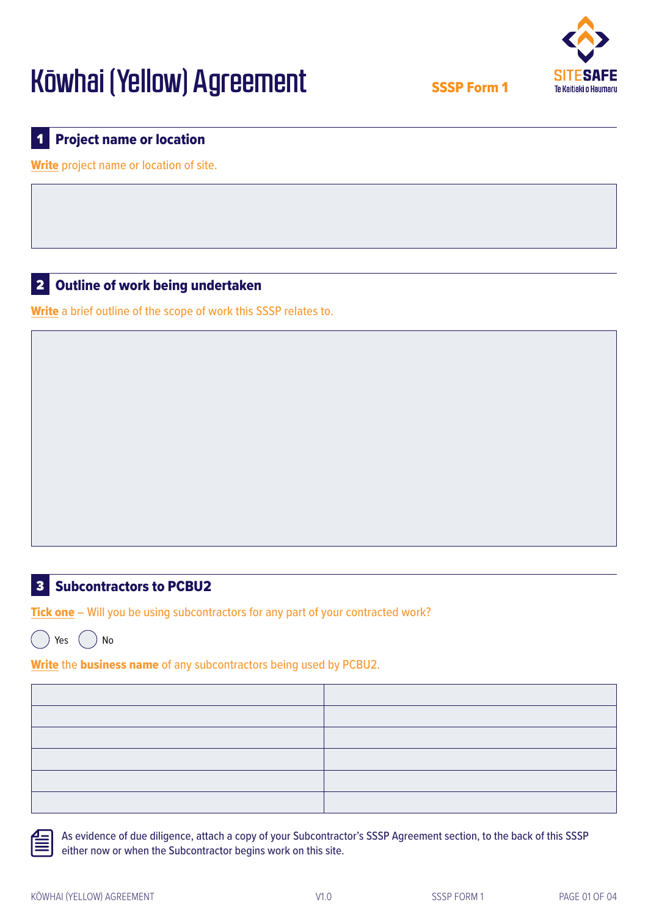# Kōwhai (Yellow) Agreement

**SSSP Form 1**

SITESAFE
Te Kaitiaki o Haumaru

## 1 Project name or location

**Write** project name or location of site.

## 2 Outline of work being undertaken

**Write** a brief outline of the scope of work this SSSP relates to.

## 3 Subcontractors to PCBU2

**Tick one** – Will you be using subcontractors for any part of your contracted work?

◯ Yes ◯ No

**Write** the **business name** of any subcontractors being used by PCBU2.

| | |
|---|---|
| | |
| | |
| | |
| | |
| | |
| | |

As evidence of due diligence, attach a copy of your Subcontractor's SSSP Agreement section, to the back of this SSSP either now or when the Subcontractor begins work on this site.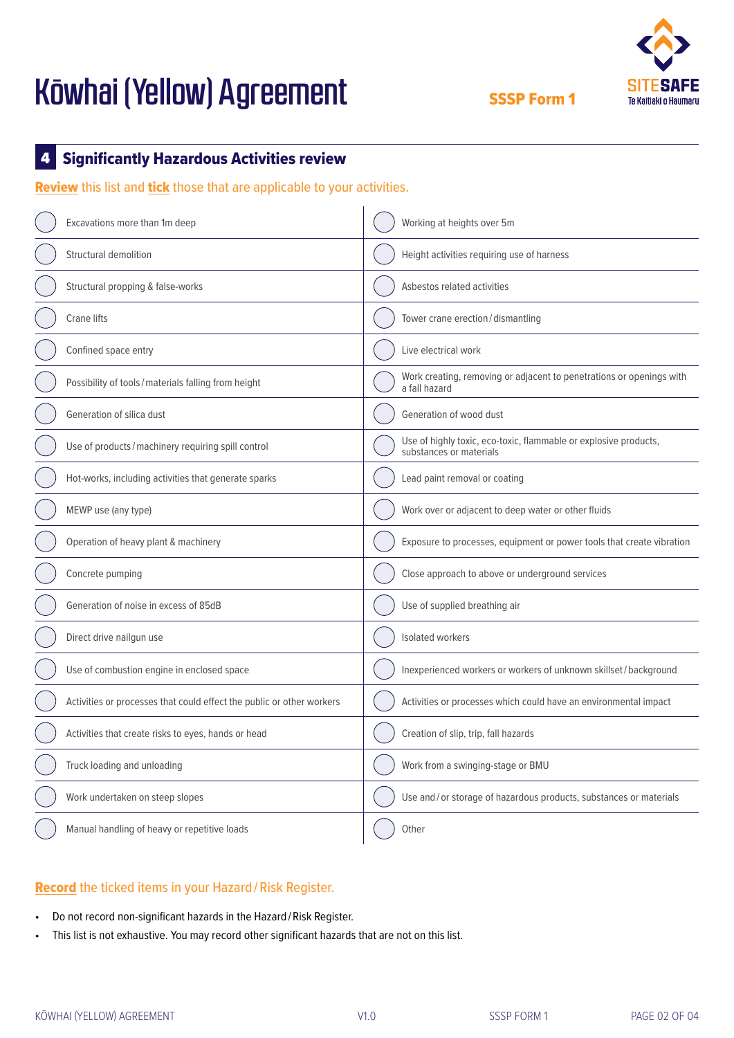# Kōwhai (Yellow) Agreement

**SSSP Form 1**

## 4 Significantly Hazardous Activities review

**Review** this list and **tick** those that are applicable to your activities.

| | |
|---|---|
| ◯ Excavations more than 1m deep | ◯ Working at heights over 5m |
| ◯ Structural demolition | ◯ Height activities requiring use of harness |
| ◯ Structural propping & false-works | ◯ Asbestos related activities |
| ◯ Crane lifts | ◯ Tower crane erection / dismantling |
| ◯ Confined space entry | ◯ Live electrical work |
| ◯ Possibility of tools / materials falling from height | ◯ Work creating, removing or adjacent to penetrations or openings with a fall hazard |
| ◯ Generation of silica dust | ◯ Generation of wood dust |
| ◯ Use of products / machinery requiring spill control | ◯ Use of highly toxic, eco-toxic, flammable or explosive products, substances or materials |
| ◯ Hot-works, including activities that generate sparks | ◯ Lead paint removal or coating |
| ◯ MEWP use (any type) | ◯ Work over or adjacent to deep water or other fluids |
| ◯ Operation of heavy plant & machinery | ◯ Exposure to processes, equipment or power tools that create vibration |
| ◯ Concrete pumping | ◯ Close approach to above or underground services |
| ◯ Generation of noise in excess of 85dB | ◯ Use of supplied breathing air |
| ◯ Direct drive nailgun use | ◯ Isolated workers |
| ◯ Use of combustion engine in enclosed space | ◯ Inexperienced workers or workers of unknown skillset / background |
| ◯ Activities or processes that could effect the public or other workers | ◯ Activities or processes which could have an environmental impact |
| ◯ Activities that create risks to eyes, hands or head | ◯ Creation of slip, trip, fall hazards |
| ◯ Truck loading and unloading | ◯ Work from a swinging-stage or BMU |
| ◯ Work undertaken on steep slopes | ◯ Use and / or storage of hazardous products, substances or materials |
| ◯ Manual handling of heavy or repetitive loads | ◯ Other |

**Record** the ticked items in your Hazard / Risk Register.

- Do not record non-significant hazards in the Hazard / Risk Register.
- This list is not exhaustive. You may record other significant hazards that are not on this list.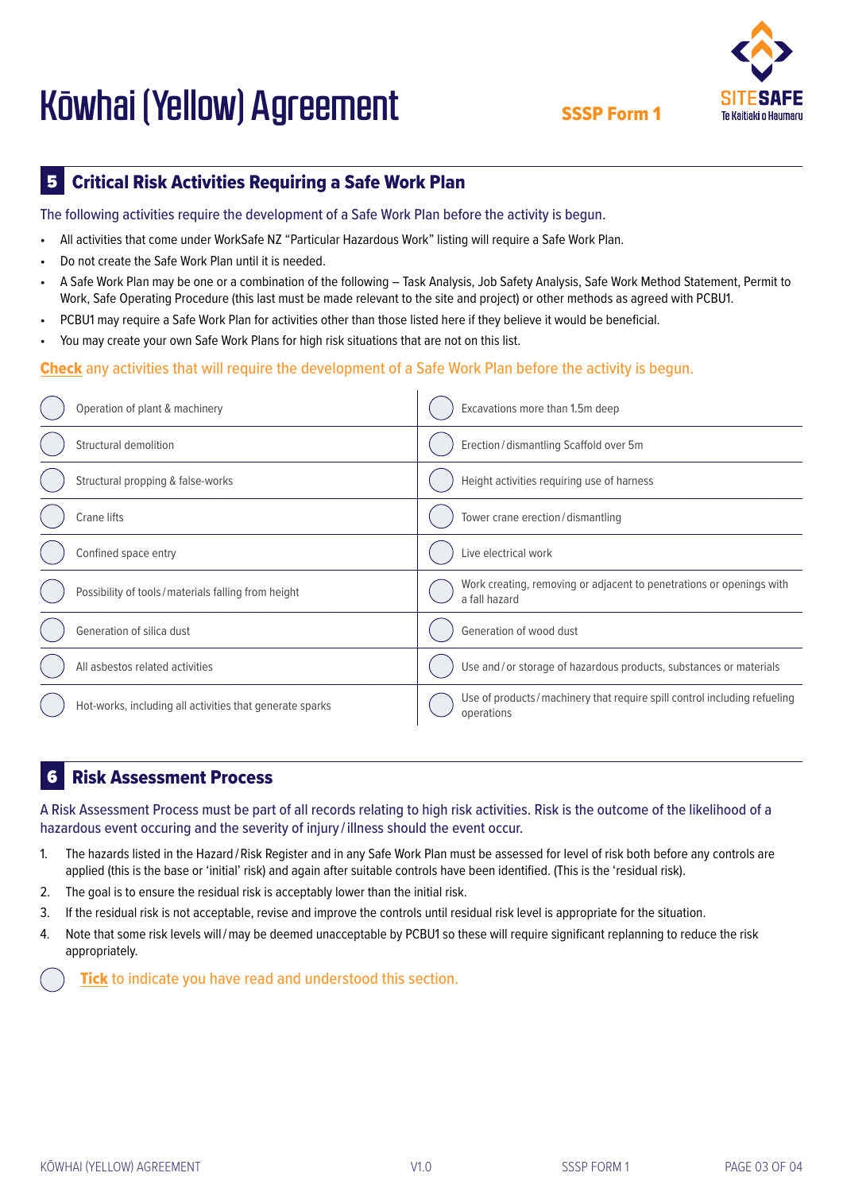# Kōwhai (Yellow) Agreement

SSSP Form 1

## 5 Critical Risk Activities Requiring a Safe Work Plan

The following activities require the development of a Safe Work Plan before the activity is begun.

- All activities that come under WorkSafe NZ "Particular Hazardous Work" listing will require a Safe Work Plan.
- Do not create the Safe Work Plan until it is needed.
- A Safe Work Plan may be one or a combination of the following – Task Analysis, Job Safety Analysis, Safe Work Method Statement, Permit to Work, Safe Operating Procedure (this last must be made relevant to the site and project) or other methods as agreed with PCBU1.
- PCBU1 may require a Safe Work Plan for activities other than those listed here if they believe it would be beneficial.
- You may create your own Safe Work Plans for high risk situations that are not on this list.

**Check** any activities that will require the development of a Safe Work Plan before the activity is begun.

| | | | |
|---|---|---|---|
| ◯ | Operation of plant & machinery | ◯ | Excavations more than 1.5m deep |
| ◯ | Structural demolition | ◯ | Erection / dismantling Scaffold over 5m |
| ◯ | Structural propping & false-works | ◯ | Height activities requiring use of harness |
| ◯ | Crane lifts | ◯ | Tower crane erection / dismantling |
| ◯ | Confined space entry | ◯ | Live electrical work |
| ◯ | Possibility of tools / materials falling from height | ◯ | Work creating, removing or adjacent to penetrations or openings with a fall hazard |
| ◯ | Generation of silica dust | ◯ | Generation of wood dust |
| ◯ | All asbestos related activities | ◯ | Use and / or storage of hazardous products, substances or materials |
| ◯ | Hot-works, including all activities that generate sparks | ◯ | Use of products / machinery that require spill control including refueling operations |

## 6 Risk Assessment Process

A Risk Assessment Process must be part of all records relating to high risk activities. Risk is the outcome of the likelihood of a hazardous event occuring and the severity of injury / illness should the event occur.

1. The hazards listed in the Hazard / Risk Register and in any Safe Work Plan must be assessed for level of risk both before any controls are applied (this is the base or 'initial' risk) and again after suitable controls have been identified. (This is the 'residual risk).
2. The goal is to ensure the residual risk is acceptably lower than the initial risk.
3. If the residual risk is not acceptable, revise and improve the controls until residual risk level is appropriate for the situation.
4. Note that some risk levels will / may be deemed unacceptable by PCBU1 so these will require significant replanning to reduce the risk appropriately.

◯ **Tick** to indicate you have read and understood this section.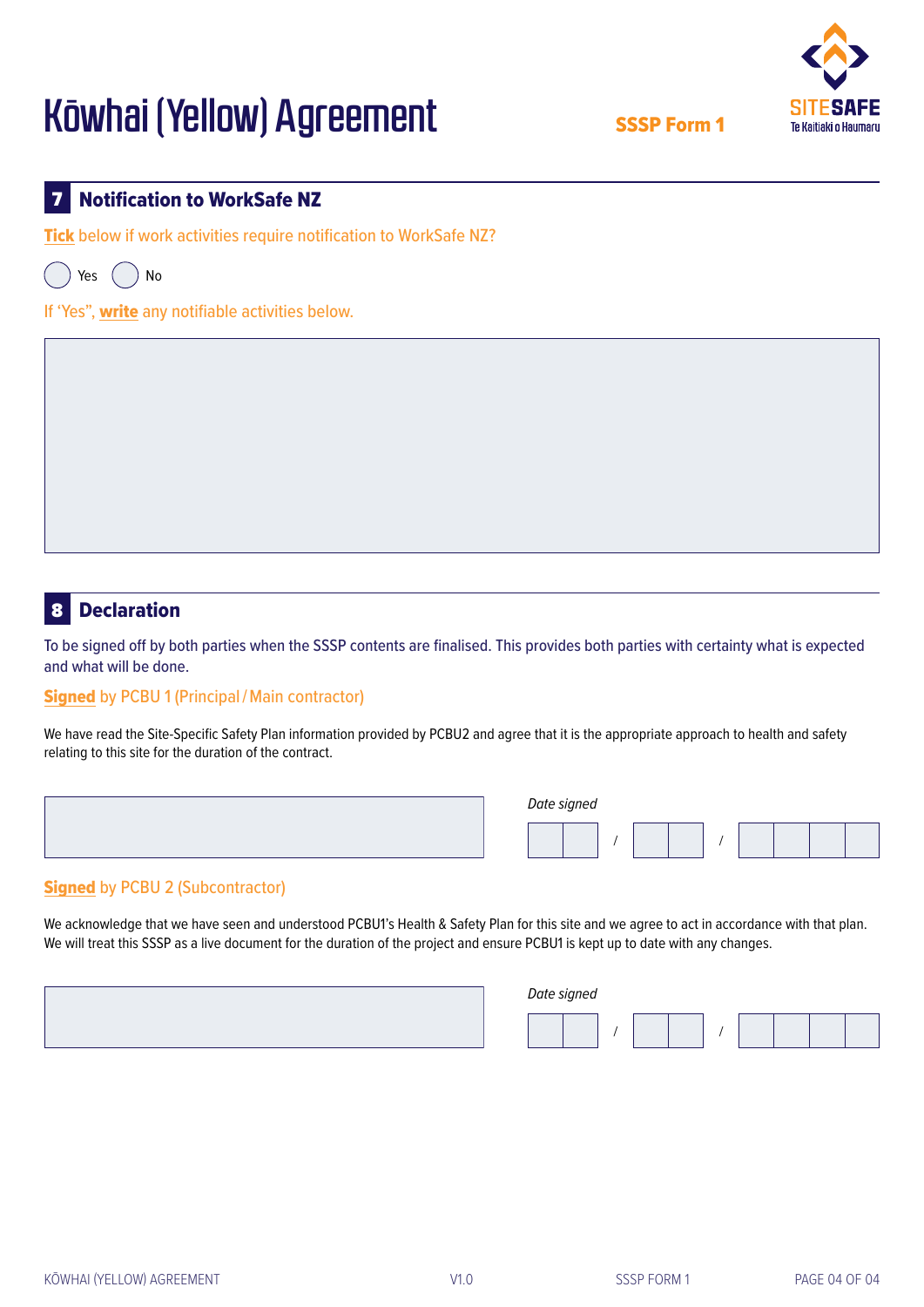# Kōwhai (Yellow) Agreement

SSSP Form 1

SITESAFE
Te Kaitiaki o Haumaru

## 7 Notification to WorkSafe NZ

**Tick** below if work activities require notification to WorkSafe NZ?

◯ Yes ◯ No

If 'Yes", **write** any notifiable activities below.

## 8 Declaration

To be signed off by both parties when the SSSP contents are finalised. This provides both parties with certainty what is expected and what will be done.

**Signed** by PCBU 1 (Principal / Main contractor)

We have read the Site-Specific Safety Plan information provided by PCBU2 and agree that it is the appropriate approach to health and safety relating to this site for the duration of the contract.

*Date signed*

/ /

**Signed** by PCBU 2 (Subcontractor)

We acknowledge that we have seen and understood PCBU1's Health & Safety Plan for this site and we agree to act in accordance with that plan. We will treat this SSSP as a live document for the duration of the project and ensure PCBU1 is kept up to date with any changes.

*Date signed*

/ /